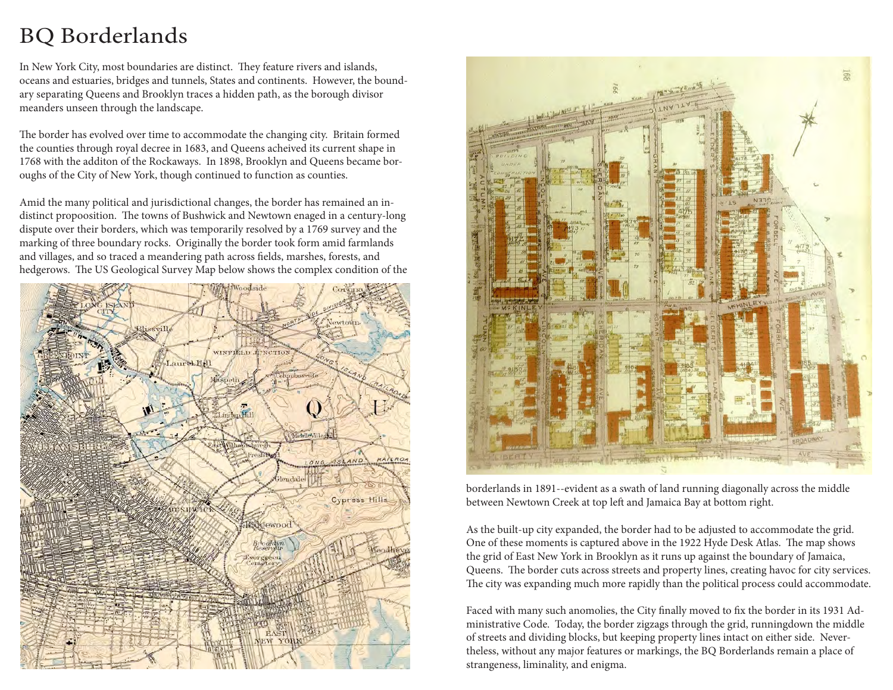# BQ Borderlands

In New York City, most boundaries are distinct. They feature rivers and islands, oceans and estuaries, bridges and tunnels, States and continents. However, the boundary separating Queens and Brooklyn traces a hidden path, as the borough divisor meanders unseen through the landscape.

The border has evolved over time to accommodate the changing city. Britain formed the counties through royal decree in 1683, and Queens acheived its current shape in 1768 with the additon of the Rockaways. In 1898, Brooklyn and Queens became boroughs of the City of New York, though continued to function as counties.

Amid the many political and jurisdictional changes, the border has remained an indistinct propoosition. The towns of Bushwick and Newtown enaged in a century-long dispute over their borders, which was temporarily resolved by a 1769 survey and the marking of three boundary rocks. Originally the border took form amid farmlands and villages, and so traced a meandering path across fields, marshes, forests, and hedgerows. The US Geological Survey Map below shows the complex condition of the borderlands in 1891--evident as a swath of land running diagonally across the middle between Newtown Creek at top left and Jamaica Bay at bottom right.

As the built-up city expanded, the border had to be adjusted to accommodate the grid. One of these moments is captured above in the 1922 Hyde Desk Atlas. The map shows the grid of East New York in Brooklyn as it runs up against the boundary of Jamaica, Queens. The border cuts across streets and property lines, creating havoc for city services. The city was expanding much more rapidly than the political process could accommodate.

Faced with many such anomolies, the City finally moved to fix the border in its 1931 Administrative Code. Today, the border zigzags through the grid, runningdown the middle of streets and dividing blocks, but keeping property lines intact on either side. Nevertheless, without any major features or markings, the BQ Borderlands remain a place of strangeness, liminality, and enigma.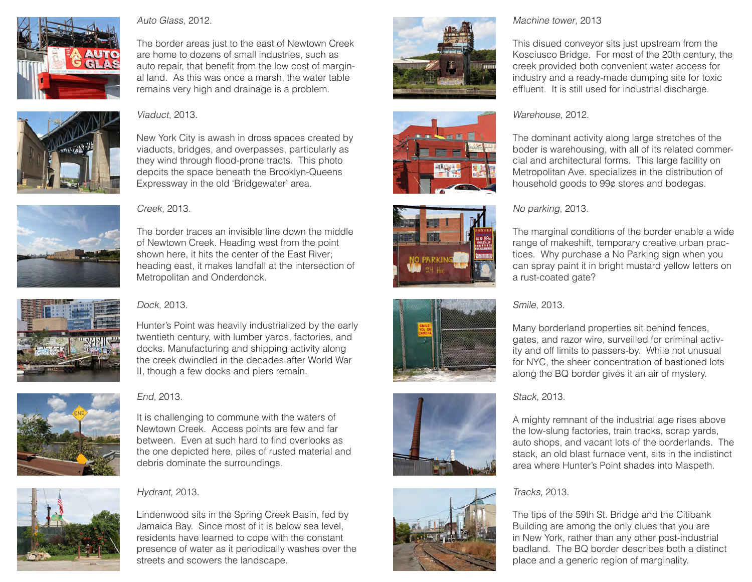*Auto Glass*, 2012.

The border areas just to the east of Newtown Creek are home to dozens of small industries, such as auto repair, that benefit from the low cost of marginal land. As this was once a marsh, the water table remains very high and drainage is a problem.

*Viaduct*, 2013.

New York City is awash in dross spaces created by viaducts, bridges, and overpasses, particularly as they wind through flood-prone tracts. This photo depcits the space beneath the Brooklyn-Queens Expressway in the old 'Bridgewater' area.

*Creek*, 2013.

The border traces an invisible line down the middle of Newtown Creek. Heading west from the point shown here, it hits the center of the East River; heading east, it makes landfall at the intersection of Metropolitan and Onderdonck.

*Dock*, 2013.

Hunter's Point was heavily industrialized by the early twentieth century, with lumber yards, factories, and docks. Manufacturing and shipping activity along the creek dwindled in the decades after World War II, though a few docks and piers remain.

*End*, 2013.

It is challenging to commune with the waters of Newtown Creek. Access points are few and far between. Even at such hard to find overlooks as the one depicted here, piles of rusted material and debris dominate the surroundings.

*Hydrant*, 2013.

Lindenwood sits in the Spring Creek Basin, fed by Jamaica Bay. Since most of it is below sea level, residents have learned to cope with the constant presence of water as it periodically washes over the streets and scowers the landscape.

*Machine tower*, 2013

This disued conveyor sits just upstream from the Kosciusco Bridge. For most of the 20th century, the creek provided both convenient water access for industry and a ready-made dumping site for toxic effluent. It is still used for industrial discharge.

*Warehouse*, 2012.

The dominant activity along large stretches of the boder is warehousing, with all of its related commercial and architectural forms. This large facility on Metropolitan Ave. specializes in the distribution of household goods to 99¢ stores and bodegas.

*No parking*, 2013.

The marginal conditions of the border enable a wide range of makeshift, temporary creative urban practices. Why purchase a No Parking sign when you can spray paint it in bright mustard yellow letters on a rust-coated gate?

*Smile*, 2013.

Many borderland properties sit behind fences, gates, and razor wire, surveilled for criminal activity and off limits to passers-by. While not unusual for NYC, the sheer concentration of bastioned lots along the BQ border gives it an air of mystery.

*Stack*, 2013.

A mighty remnant of the industrial age rises above the low-slung factories, train tracks, scrap yards, auto shops, and vacant lots of the borderlands. The stack, an old blast furnace vent, sits in the indistinct area where Hunter's Point shades into Maspeth.

*Tracks*, 2013.

The tips of the 59th St. Bridge and the Citibank Building are among the only clues that you are in New York, rather than any other post-industrial badland. The BQ border describes both a distinct place and a generic region of marginality.